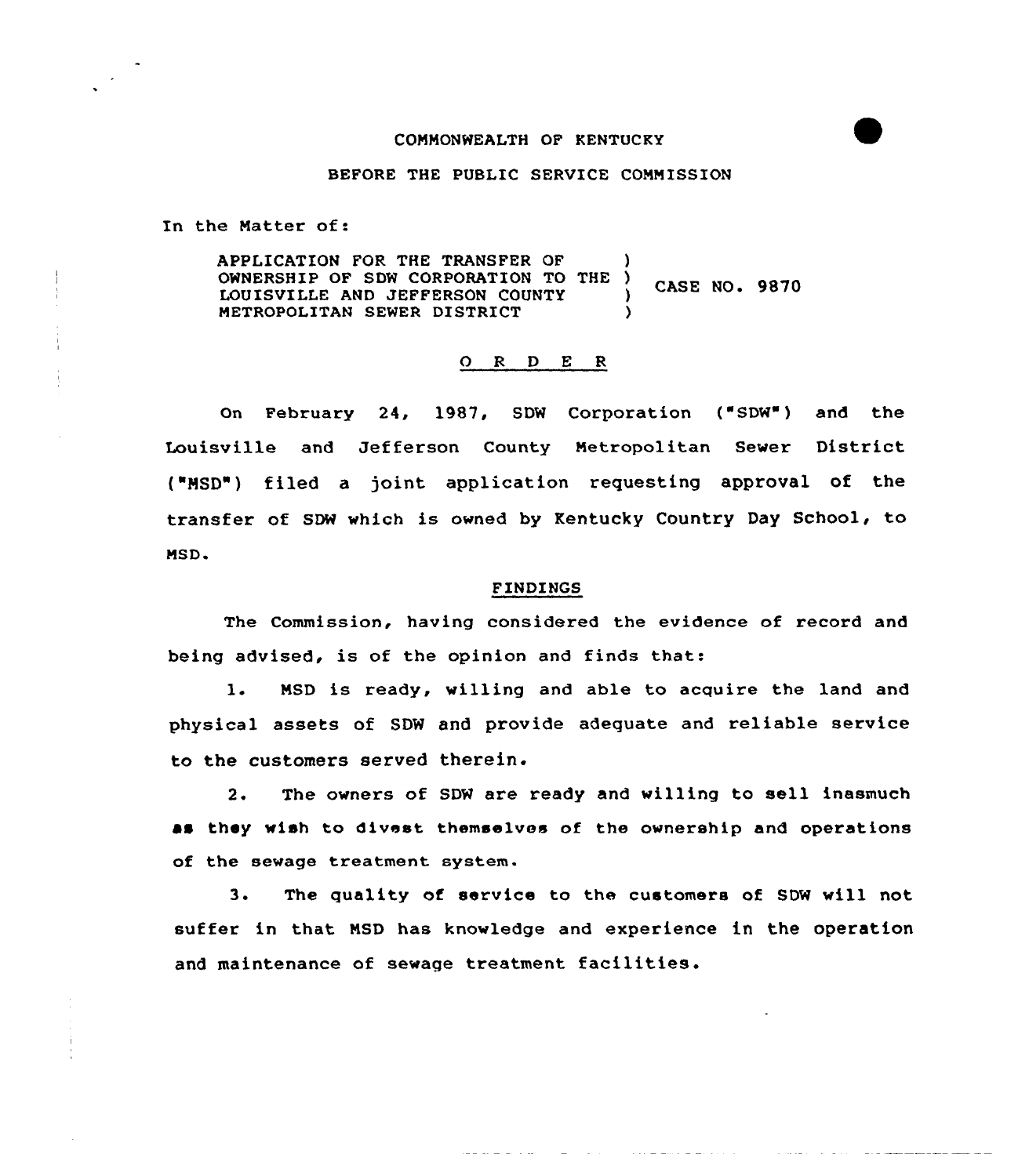COMMONWEALTH OF KENTUCKY

BEFORE THE PUBLIC SERVICE COMMISSION

In the Matter of:

APPLICATION FOR THE TRANSFER OF OWNERSHIP OF SDW CORPORATION TO THE LOUISVILLE AND JEFFERSON COUNTY METROPOLITAN SEWER DISTRICT ) CASE NO. 9870

## ORDER

On February 24, 1987, SDW Corporation ("SDW") and the Louisville and Jefferson County Metropolitan Sewer District ("MSD") filed a joint application requesting approval of the transfer of SDW which is owned by Kentucky Country Day School, to MSD.

## FINDINGS

The Commission, having considered the evidence of record and being advised, is of the opinion and finds that:

1. MSD is ready, willing and able to acquire the land and physical assets of SDW and provide adequate and reliable service to the customers served therein.

2. The owners of SDW are ready and willing to sell inasmuch as they wish to divest themselves of the ownership and operations of the sewage treatment system.

3. The quality of service to the customers of SDW will not suffer in that MSD has knowledge and experience in the operation and maintenance of sewage treatment facilities.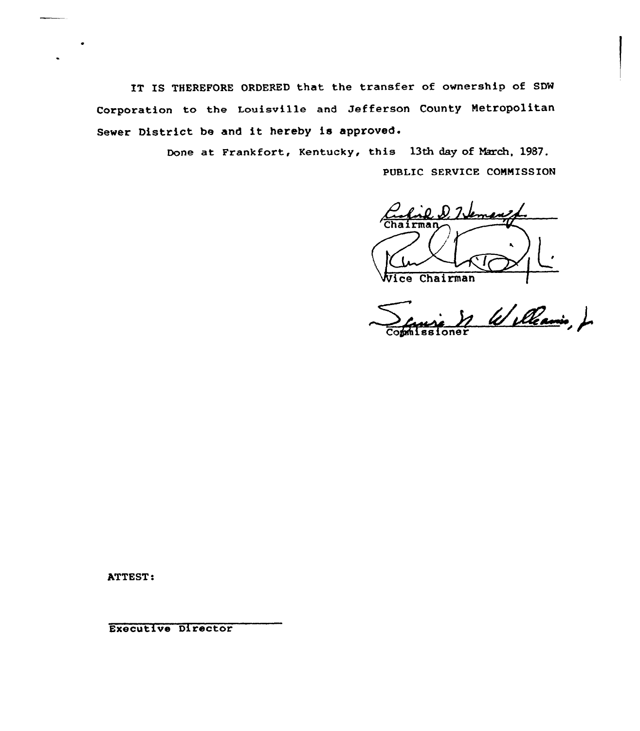IT IS THEREFORE ORDERED that the transfer of ownership of SDW Corporation to the Louisville and Jefferson County Metropolitan Sewer District be and it hereby is approved.

Done at Frankfort, Kentucky, this 13th day of March, 1987.

PUBLIC SERVICE COMMISSION

Chairman

Vice Chairman

Commissioner

ATTEST:

Executive Director